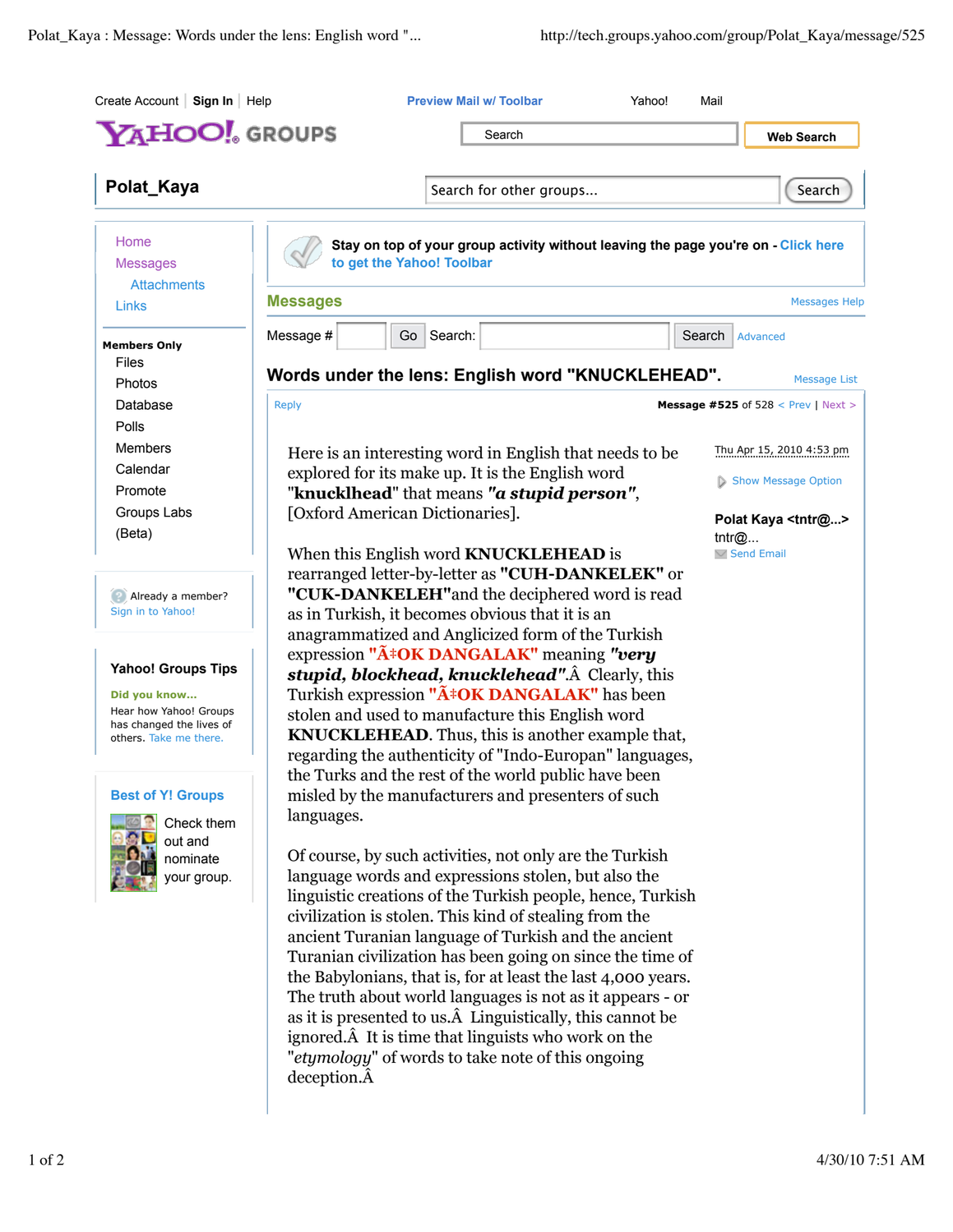Create Account | Sign In | Help    Preview Mail w/ Toolbar    Yahoo!    Mail

YAHOO! GROUPS

## Polat_Kaya

- Home
- Messages
  - Attachments
- Links

**Members Only**

- Files
- Photos
- Database
- Polls
- Members
- Calendar
- Promote
- Groups Labs (Beta)

Already a member? Sign in to Yahoo!

**Yahoo! Groups Tips**

**Did you know...**
Hear how Yahoo! Groups has changed the lives of others. Take me there.

**Best of Y! Groups**

Check them out and nominate your group.

**Stay on top of your group activity without leaving the page you're on - Click here to get the Yahoo! Toolbar**

## Messages

Message # Go Search: Search Advanced

### Words under the lens: English word "KNUCKLEHEAD".

Reply    **Message #525** of 528 < Prev | Next >

Thu Apr 15, 2010 4:53 pm

**Polat Kaya <tntr@...>**
tntr@...
Send Email

Here is an interesting word in English that needs to be explored for its make up. It is the English word "**knucklhead**" that means ***"a stupid person"***, [Oxford American Dictionaries].

When this English word **KNUCKLEHEAD** is rearranged letter-by-letter as **"CUH-DANKELEK"** or **"CUK-DANKELEH"**and the deciphered word is read as in Turkish, it becomes obvious that it is an anagrammatized and Anglicized form of the Turkish expression **"Ã‡OK DANGALAK"** meaning ***"very stupid, blockhead, knucklehead"***.Â  Clearly, this Turkish expression **"Ã‡OK DANGALAK"** has been stolen and used to manufacture this English word **KNUCKLEHEAD**. Thus, this is another example that, regarding the authenticity of "Indo-European" languages, the Turks and the rest of the world public have been misled by the manufacturers and presenters of such languages.

Of course, by such activities, not only are the Turkish language words and expressions stolen, but also the linguistic creations of the Turkish people, hence, Turkish civilization is stolen. This kind of stealing from the ancient Turanian language of Turkish and the ancient Turanian civilization has been going on since the time of the Babylonians, that is, for at least the last 4,000 years. The truth about world languages is not as it appears - or as it is presented to us.Â  Linguistically, this cannot be ignored.Â  It is time that linguists who work on the "*etymology*" of words to take note of this ongoing deception.Â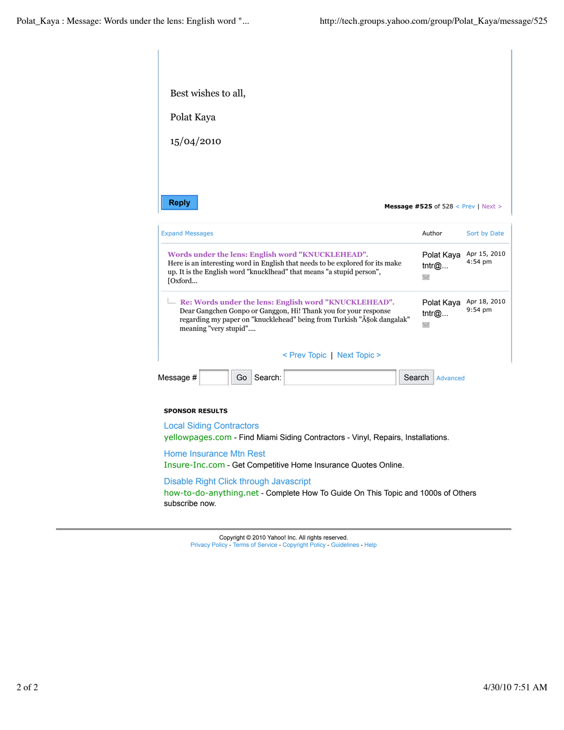Best wishes to all,

Polat Kaya

15/04/2010

Reply

**Message #525** of 528 < Prev | Next >

| Expand Messages | Author | Sort by Date |
| --- | --- | --- |
| **Words under the lens: English word "KNUCKLEHEAD".** Here is an interesting word in English that needs to be explored for its make up. It is the English word "knucklhead" that means "a stupid person", [Oxford... | Polat Kaya tntr@... | Apr 15, 2010 4:54 pm |
| **Re: Words under the lens: English word "KNUCKLEHEAD".** Dear Gangchen Gonpo or Ganggon, Hi! Thank you for your response regarding my paper on "knucklehead" being from Turkish "Ã§ok dangalak" meaning "very stupid".... | Polat Kaya tntr@... | Apr 18, 2010 9:54 pm |

< Prev Topic | Next Topic >

Message # Go Search: Search Advanced

**SPONSOR RESULTS**

Local Siding Contractors
yellowpages.com - Find Miami Siding Contractors - Vinyl, Repairs, Installations.

Home Insurance Mtn Rest
Insure-Inc.com - Get Competitive Home Insurance Quotes Online.

Disable Right Click through Javascript
how-to-do-anything.net - Complete How To Guide On This Topic and 1000s of Others subscribe now.

Copyright © 2010 Yahoo! Inc. All rights reserved.
Privacy Policy - Terms of Service - Copyright Policy - Guidelines - Help